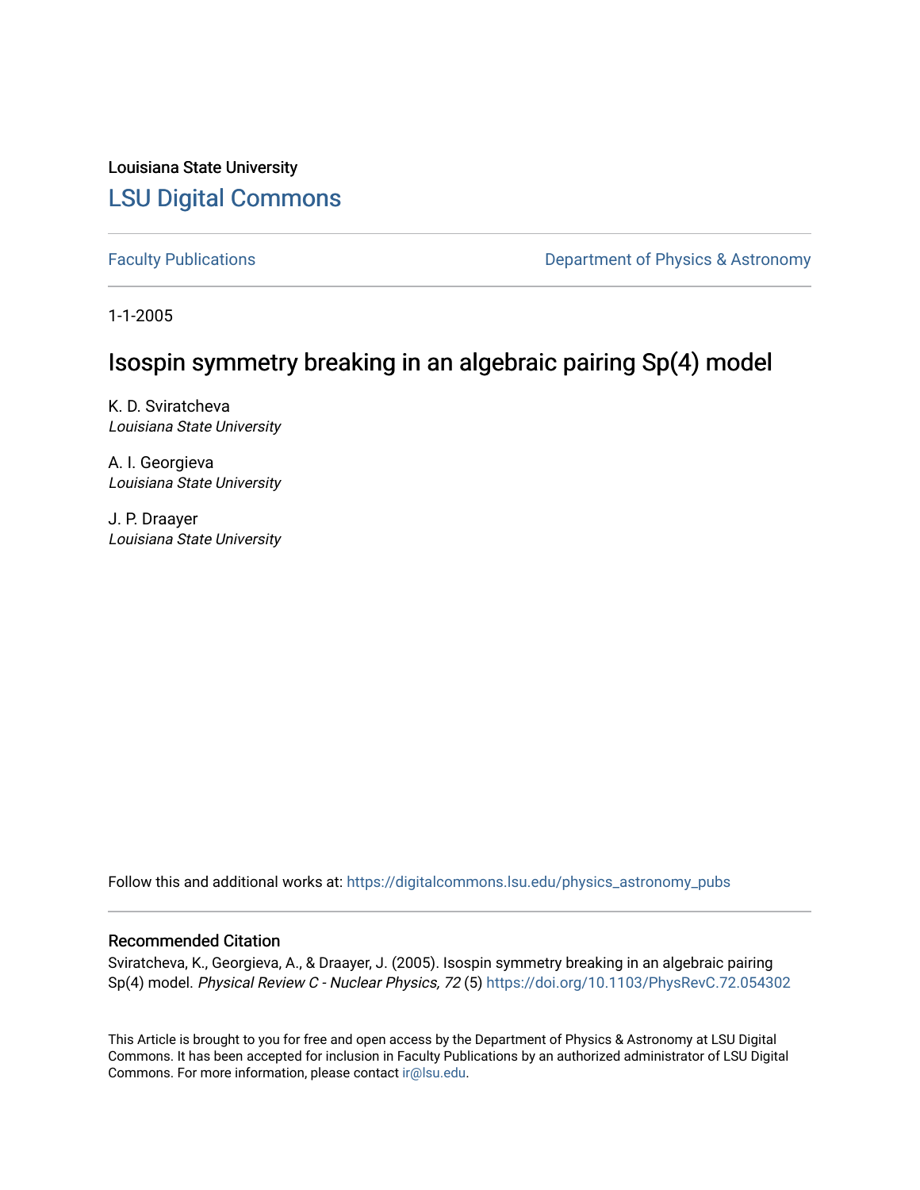Louisiana State University

# LSU Digital Commons

Faculty Publications | Department of Physics & Astronomy

1-1-2005

## Isospin symmetry breaking in an algebraic pairing Sp(4) model

K. D. Sviratcheva
*Louisiana State University*

A. I. Georgieva
*Louisiana State University*

J. P. Draayer
*Louisiana State University*

Follow this and additional works at: https://digitalcommons.lsu.edu/physics_astronomy_pubs

### Recommended Citation

Sviratcheva, K., Georgieva, A., & Draayer, J. (2005). Isospin symmetry breaking in an algebraic pairing Sp(4) model. *Physical Review C - Nuclear Physics, 72* (5) https://doi.org/10.1103/PhysRevC.72.054302

This Article is brought to you for free and open access by the Department of Physics & Astronomy at LSU Digital Commons. It has been accepted for inclusion in Faculty Publications by an authorized administrator of LSU Digital Commons. For more information, please contact ir@lsu.edu.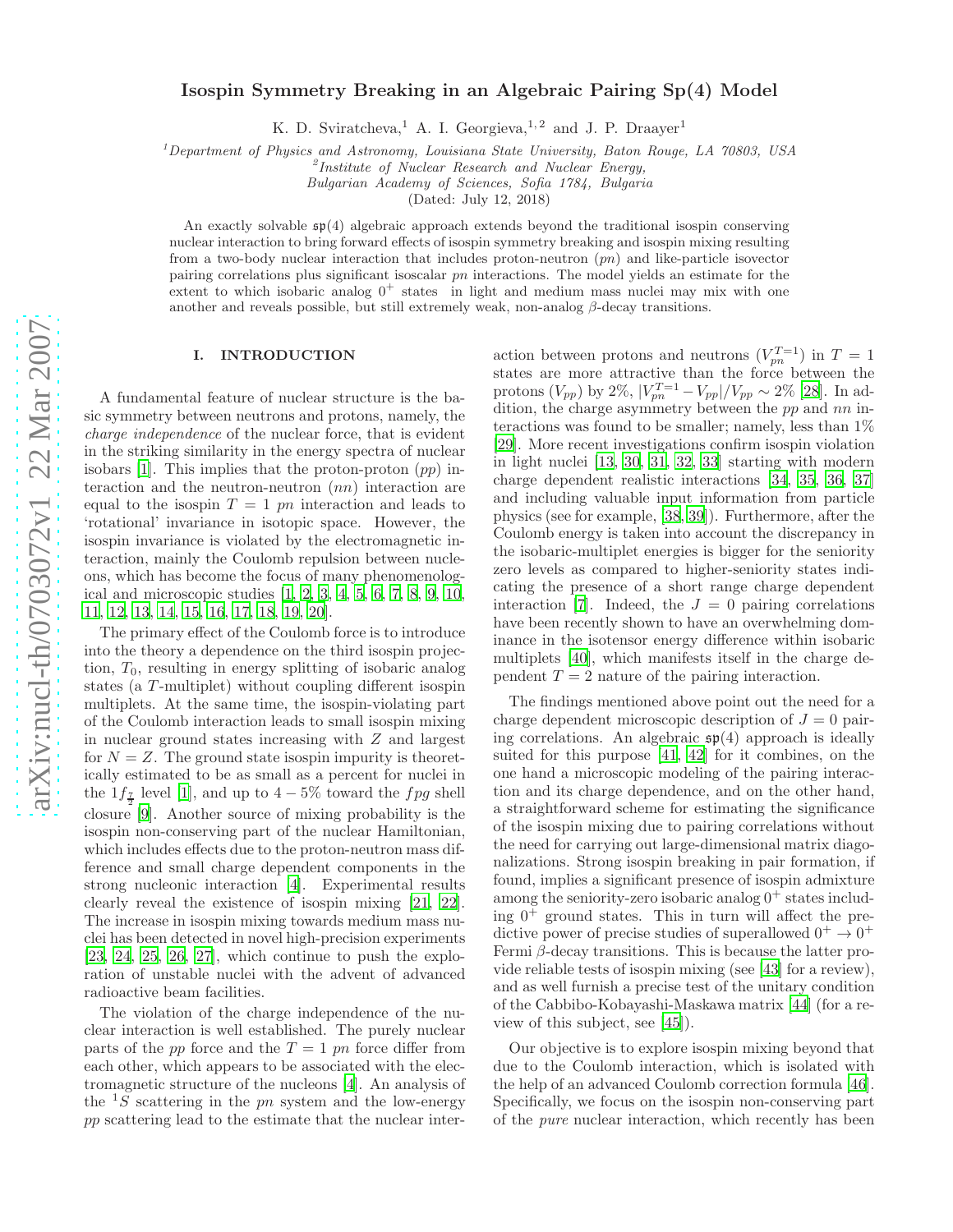# Isospin Symmetry Breaking in an Algebraic Pairing Sp(4) Model

K. D. Sviratcheva,[1] A. I. Georgieva,[1,2] and J. P. Draayer[1]

[1] *Department of Physics and Astronomy, Louisiana State University, Baton Rouge, LA 70803, USA*
[2] *Institute of Nuclear Research and Nuclear Energy, Bulgarian Academy of Sciences, Sofia 1784, Bulgaria*

(Dated: July 12, 2018)

An exactly solvable $\mathfrak{sp}(4)$ algebraic approach extends beyond the traditional isospin conserving nuclear interaction to bring forward effects of isospin symmetry breaking and isospin mixing resulting from a two-body nuclear interaction that includes proton-neutron ($pn$) and like-particle isovector pairing correlations plus significant isoscalar $pn$ interactions. The model yields an estimate for the extent to which isobaric analog $0^+$ states in light and medium mass nuclei may mix with one another and reveals possible, but still extremely weak, non-analog $\beta$-decay transitions.

## I. INTRODUCTION

A fundamental feature of nuclear structure is the basic symmetry between neutrons and protons, namely, the *charge independence* of the nuclear force, that is evident in the striking similarity in the energy spectra of nuclear isobars [1]. This implies that the proton-proton ($pp$) interaction and the neutron-neutron ($nn$) interaction are equal to the isospin $T = 1$ $pn$ interaction and leads to 'rotational' invariance in isotopic space. However, the isospin invariance is violated by the electromagnetic interaction, mainly the Coulomb repulsion between nucleons, which has become the focus of many phenomenological and microscopic studies [1, 2, 3, 4, 5, 6, 7, 8, 9, 10, 11, 12, 13, 14, 15, 16, 17, 18, 19, 20].

The primary effect of the Coulomb force is to introduce into the theory a dependence on the third isospin projection, $T_0$, resulting in energy splitting of isobaric analog states (a $T$-multiplet) without coupling different isospin multiplets. At the same time, the isospin-violating part of the Coulomb interaction leads to small isospin mixing in nuclear ground states increasing with $Z$ and largest for $N = Z$. The ground state isospin impurity is theoretically estimated to be as small as a percent for nuclei in the $1f_{\frac{7}{2}}$ level [1], and up to $4-5\%$ toward the $fpg$ shell closure [9]. Another source of mixing probability is the isospin non-conserving part of the nuclear Hamiltonian, which includes effects due to the proton-neutron mass difference and small charge dependent components in the strong nucleonic interaction [4]. Experimental results clearly reveal the existence of isospin mixing [21, 22]. The increase in isospin mixing towards medium mass nuclei has been detected in novel high-precision experiments [23, 24, 25, 26, 27], which continue to push the exploration of unstable nuclei with the advent of advanced radioactive beam facilities.

The violation of the charge independence of the nuclear interaction is well established. The purely nuclear parts of the $pp$ force and the $T = 1$ $pn$ force differ from each other, which appears to be associated with the electromagnetic structure of the nucleons [4]. An analysis of the ${}^1S$ scattering in the $pn$ system and the low-energy $pp$ scattering lead to the estimate that the nuclear interaction between protons and neutrons ($V_{pn}^{T=1}$) in $T = 1$ states are more attractive than the force between the protons ($V_{pp}$) by $2\%$, $|V_{pn}^{T=1} - V_{pp}|/V_{pp} \sim 2\%$ [28]. In addition, the charge asymmetry between the $pp$ and $nn$ interactions was found to be smaller; namely, less than $1\%$ [29]. More recent investigations confirm isospin violation in light nuclei [13, 30, 31, 32, 33] starting with modern charge dependent realistic interactions [34, 35, 36, 37] and including valuable input information from particle physics (see for example, [38, 39]). Furthermore, after the Coulomb energy is taken into account the discrepancy in the isobaric-multiplet energies is bigger for the seniority zero levels as compared to higher-seniority states indicating the presence of a short range charge dependent interaction [7]. Indeed, the $J = 0$ pairing correlations have been recently shown to have an overwhelming dominance in the isotensor energy difference within isobaric multiplets [40], which manifests itself in the charge dependent $T = 2$ nature of the pairing interaction.

The findings mentioned above point out the need for a charge dependent microscopic description of $J = 0$ pairing correlations. An algebraic $\mathfrak{sp}(4)$ approach is ideally suited for this purpose [41, 42] for it combines, on the one hand a microscopic modeling of the pairing interaction and its charge dependence, and on the other hand, a straightforward scheme for estimating the significance of the isospin mixing due to pairing correlations without the need for carrying out large-dimensional matrix diagonalizations. Strong isospin breaking in pair formation, if found, implies a significant presence of isospin admixture among the seniority-zero isobaric analog $0^+$ states including $0^+$ ground states. This in turn will affect the predictive power of precise studies of superallowed $0^+ \to 0^+$ Fermi $\beta$-decay transitions. This is because the latter provide reliable tests of isospin mixing (see [43] for a review), and as well furnish a precise test of the unitary condition of the Cabbibo-Kobayashi-Maskawa matrix [44] (for a review of this subject, see [45]).

Our objective is to explore isospin mixing beyond that due to the Coulomb interaction, which is isolated with the help of an advanced Coulomb correction formula [46]. Specifically, we focus on the isospin non-conserving part of the *pure* nuclear interaction, which recently has been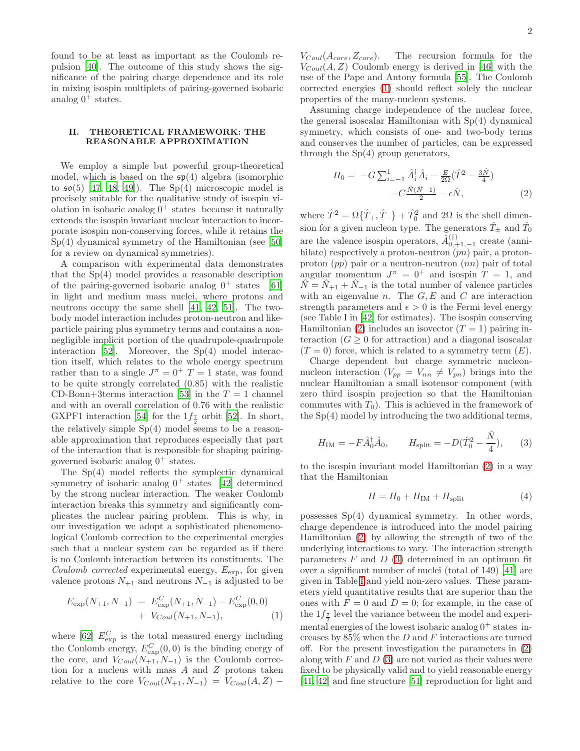found to be at least as important as the Coulomb repulsion [40]. The outcome of this study shows the significance of the pairing charge dependence and its role in mixing isospin multiplets of pairing-governed isobaric analog $0^+$ states.

## II. THEORETICAL FRAMEWORK: THE REASONABLE APPROXIMATION

We employ a simple but powerful group-theoretical model, which is based on the $\mathfrak{sp}(4)$ algebra (isomorphic to $\mathfrak{so}(5)$ [47, 48, 49]). The Sp(4) microscopic model is precisely suitable for the qualitative study of isospin violation in isobaric analog $0^+$ states because it naturally extends the isospin invariant nuclear interaction to incorporate isospin non-conserving forces, while it retains the Sp(4) dynamical symmetry of the Hamiltonian (see [50] for a review on dynamical symmetries).

A comparison with experimental data demonstrates that the Sp(4) model provides a reasonable description of the pairing-governed isobaric analog $0^+$ states [61] in light and medium mass nuclei, where protons and neutrons occupy the same shell [41, 42, 51]. The two-body model interaction includes proton-neutron and like-particle pairing plus symmetry terms and contains a non-negligible implicit portion of the quadrupole-quadrupole interaction [52]. Moreover, the Sp(4) model interaction itself, which relates to the whole energy spectrum rather than to a single $J^\pi = 0^+$ $T = 1$ state, was found to be quite strongly correlated (0.85) with the realistic CD-Bonn+3terms interaction [53] in the $T = 1$ channel and with an overall correlation of 0.76 with the realistic GXPF1 interaction [54] for the $1f_{\frac{7}{2}}$ orbit [52]. In short, the relatively simple Sp(4) model seems to be a reasonable approximation that reproduces especially that part of the interaction that is responsible for shaping pairing-governed isobaric analog $0^+$ states.

The Sp(4) model reflects the symplectic dynamical symmetry of isobaric analog $0^+$ states [42] determined by the strong nuclear interaction. The weaker Coulomb interaction breaks this symmetry and significantly complicates the nuclear pairing problem. This is why, in our investigation we adopt a sophisticated phenomenological Coulomb correction to the experimental energies such that a nuclear system can be regarded as if there is no Coulomb interaction between its constituents. The *Coulomb corrected* experimental energy, $E_{\rm exp}$, for given valence protons $N_{+1}$ and neutrons $N_{-1}$ is adjusted to be

$$
\begin{aligned}
E_{\rm exp}(N_{+1},N_{-1}) \;=\; & E^C_{\rm exp}(N_{+1},N_{-1}) - E^C_{\rm exp}(0,0) \\
& + \; V_{Coul}(N_{+1},N_{-1}), \qquad (1)
\end{aligned}
$$

where [62] $E^C_{\rm exp}$ is the total measured energy including the Coulomb energy, $E^C_{\rm exp}(0,0)$ is the binding energy of the core, and $V_{Coul}(N_{+1},N_{-1})$ is the Coulomb correction for a nucleus with mass $A$ and $Z$ protons taken relative to the core $V_{Coul}(N_{+1},N_{-1}) = V_{Coul}(A,Z) - V_{Coul}(A_{core},Z_{core})$. The recursion formula for the $V_{Coul}(A,Z)$ Coulomb energy is derived in [46] with the use of the Pape and Antony formula [55]. The Coulomb corrected energies (1) should reflect solely the nuclear properties of the many-nucleon systems.

Assuming charge independence of the nuclear force, the general isoscalar Hamiltonian with Sp(4) dynamical symmetry, which consists of one- and two-body terms and conserves the number of particles, can be expressed through the Sp(4) group generators,

$$
\begin{aligned}
H_0 = \; & -G\sum_{i=-1}^{1}\hat{A}^\dagger_i\hat{A}_i - \frac{E}{2\Omega}(\hat{T}^2 - \frac{3\hat{N}}{4}) \\
& -C\frac{\hat{N}(\hat{N}-1)}{2} - \epsilon\hat{N}, \qquad (2)
\end{aligned}
$$

where $\hat{T}^2 = \Omega\{\hat{T}_+,\hat{T}_-\} + \hat{T}_0^2$ and $2\Omega$ is the shell dimension for a given nucleon type. The generators $\hat{T}_\pm$ and $\hat{T}_0$ are the valence isospin operators, $\hat{A}^{(\dagger)}_{0,+1,-1}$ create (annihilate) respectively a proton-neutron ($pn$) pair, a proton-proton ($pp$) pair or a neutron-neutron ($nn$) pair of total angular momentum $J^\pi = 0^+$ and isospin $T = 1$, and $\hat{N} = \hat{N}_{+1} + \hat{N}_{-1}$ is the total number of valence particles with an eigenvalue $n$. The $G, E$ and $C$ are interaction strength parameters and $\epsilon > 0$ is the Fermi level energy (see Table I in [42] for estimates). The isospin conserving Hamiltonian (2) includes an isovector ($T = 1$) pairing interaction ($G \geq 0$ for attraction) and a diagonal isoscalar ($T = 0$) force, which is related to a symmetry term ($E$).

Charge dependent but charge symmetric nucleon-nucleon interaction ($V_{pp} = V_{nn} \neq V_{pn}$) brings into the nuclear Hamiltonian a small isotensor component (with zero third isospin projection so that the Hamiltonian commutes with $T_0$). This is achieved in the framework of the Sp(4) model by introducing the two additional terms,

$$
H_{\rm IM} = -F\hat{A}^\dagger_0\hat{A}_0, \qquad H_{\rm split} = -D(\hat{T}_0^2 - \frac{\hat{N}}{4}), \qquad (3)
$$

to the isospin invariant model Hamiltonian (2) in a way that the Hamiltonian

$$
H = H_0 + H_{\rm IM} + H_{\rm split} \qquad (4)
$$

possesses Sp(4) dynamical symmetry. In other words, charge dependence is introduced into the model pairing Hamiltonian (2) by allowing the strength of two of the underlying interactions to vary. The interaction strength parameters $F$ and $D$ (3) determined in an optimum fit over a significant number of nuclei (total of 149) [41] are given in Table I and yield non-zero values. These parameters yield quantitative results that are superior than the ones with $F = 0$ and $D = 0$; for example, in the case of the $1f_{\frac{7}{2}}$ level the variance between the model and experimental energies of the lowest isobaric analog $0^+$ states increases by 85% when the $D$ and $F$ interactions are turned off. For the present investigation the parameters in (2) along with $F$ and $D$ (3) are not varied as their values were fixed to be physically valid and to yield reasonable energy [41, 42] and fine structure [51] reproduction for light and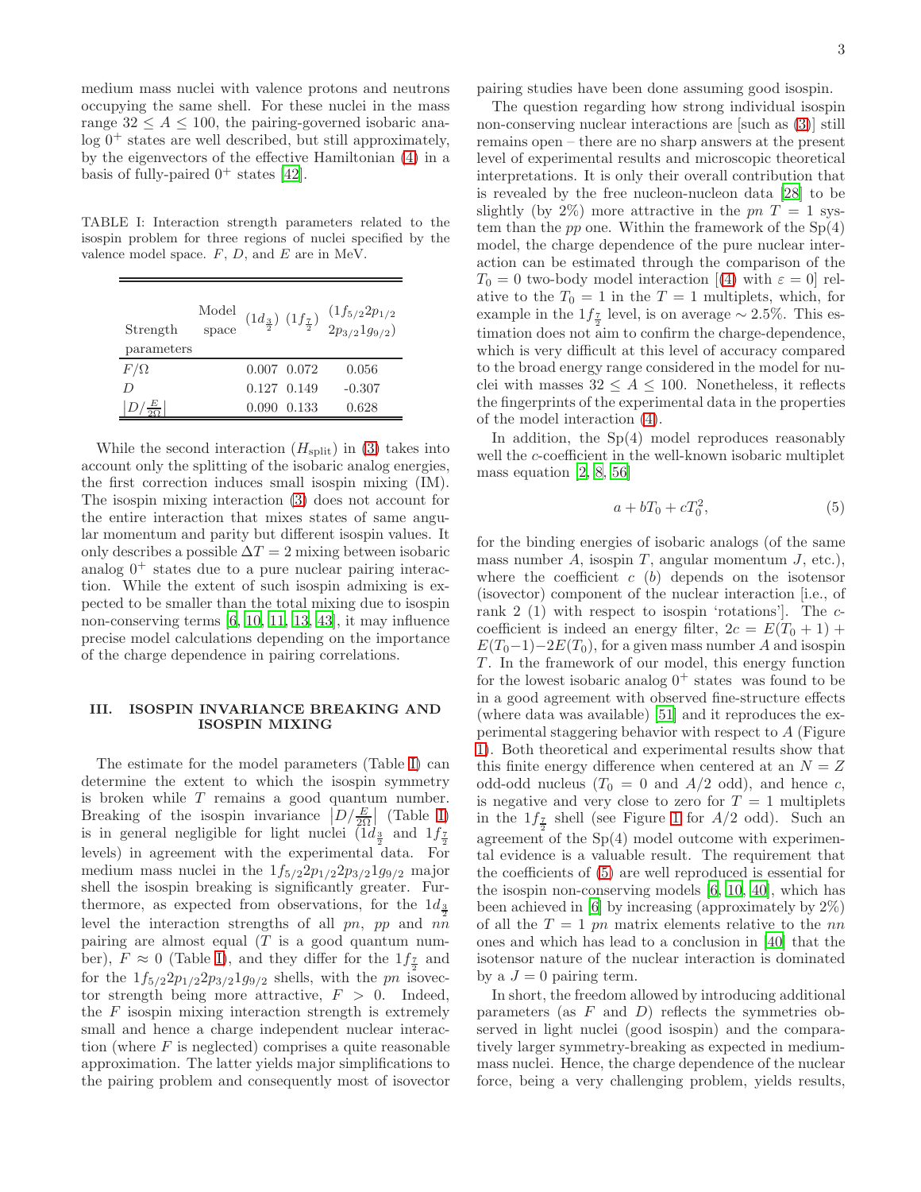medium mass nuclei with valence protons and neutrons occupying the same shell. For these nuclei in the mass range $32 \leq A \leq 100$, the pairing-governed isobaric analog $0^+$ states are well described, but still approximately, by the eigenvectors of the effective Hamiltonian (4) in a basis of fully-paired $0^+$ states [42].

TABLE I: Interaction strength parameters related to the isospin problem for three regions of nuclei specified by the valence model space. $F$, $D$, and $E$ are in MeV.

| Strength parameters | Model space | $(1d_{\frac{3}{2}})$ | $(1f_{\frac{7}{2}})$ | $(1f_{5/2}2p_{1/2}$ $2p_{3/2}1g_{9/2})$ |
|---|---|---|---|---|
| $F/\Omega$ | | 0.007 | 0.072 | 0.056 |
| $D$ | | 0.127 | 0.149 | -0.307 |
| $\left\|D/\frac{E}{2\Omega}\right\|$ | | 0.090 | 0.133 | 0.628 |

While the second interaction ($H_{\rm split}$) in (3) takes into account only the splitting of the isobaric analog energies, the first correction induces small isospin mixing (IM). The isospin mixing interaction (3) does not account for the entire interaction that mixes states of same angular momentum and parity but different isospin values. It only describes a possible $\Delta T = 2$ mixing between isobaric analog $0^+$ states due to a pure nuclear pairing interaction. While the extent of such isospin admixing is expected to be smaller than the total mixing due to isospin non-conserving terms [6, 10, 11, 13, 43], it may influence precise model calculations depending on the importance of the charge dependence in pairing correlations.

## III. ISOSPIN INVARIANCE BREAKING AND ISOSPIN MIXING

The estimate for the model parameters (Table I) can determine the extent to which the isospin symmetry is broken while $T$ remains a good quantum number. Breaking of the isospin invariance $\left|D/\frac{E}{2\Omega}\right|$ (Table I) is in general negligible for light nuclei ($1d_{\frac{3}{2}}$ and $1f_{\frac{7}{2}}$ levels) in agreement with the experimental data. For medium mass nuclei in the $1f_{5/2}2p_{1/2}2p_{3/2}1g_{9/2}$ major shell the isospin breaking is significantly greater. Furthermore, as expected from observations, for the $1d_{\frac{3}{2}}$ level the interaction strengths of all $pn$, $pp$ and $nn$ pairing are almost equal ($T$ is a good quantum number), $F \approx 0$ (Table I), and they differ for the $1f_{\frac{7}{2}}$ and for the $1f_{5/2}2p_{1/2}2p_{3/2}1g_{9/2}$ shells, with the $pn$ isovector strength being more attractive, $F > 0$. Indeed, the $F$ isospin mixing interaction strength is extremely small and hence a charge independent nuclear interaction (where $F$ is neglected) comprises a quite reasonable approximation. The latter yields major simplifications to the pairing problem and consequently most of isovector pairing studies have been done assuming good isospin.

The question regarding how strong individual isospin non-conserving nuclear interactions are [such as (3)] still remains open – there are no sharp answers at the present level of experimental results and microscopic theoretical interpretations. It is only their overall contribution that is revealed by the free nucleon-nucleon data [28] to be slightly (by 2%) more attractive in the $pn$ $T = 1$ system than the $pp$ one. Within the framework of the Sp(4) model, the charge dependence of the pure nuclear interaction can be estimated through the comparison of the $T_0 = 0$ two-body model interaction [(4) with $\varepsilon = 0$] relative to the $T_0 = 1$ in the $T = 1$ multiplets, which, for example in the $1f_{\frac{7}{2}}$ level, is on average $\sim 2.5\%$. This estimation does not aim to confirm the charge-dependence, which is very difficult at this level of accuracy compared to the broad energy range considered in the model for nuclei with masses $32 \leq A \leq 100$. Nonetheless, it reflects the fingerprints of the experimental data in the properties of the model interaction (4).

In addition, the Sp(4) model reproduces reasonably well the $c$-coefficient in the well-known isobaric multiplet mass equation [2, 8, 56]

$$a + bT_0 + cT_0^2, \tag{5}$$

for the binding energies of isobaric analogs (of the same mass number $A$, isospin $T$, angular momentum $J$, etc.), where the coefficient $c$ ($b$) depends on the isotensor (isovector) component of the nuclear interaction [i.e., of rank 2 (1) with respect to isospin 'rotations']. The $c$-coefficient is indeed an energy filter, $2c = E(T_0+1) + E(T_0-1) - 2E(T_0)$, for a given mass number $A$ and isospin $T$. In the framework of our model, this energy function for the lowest isobaric analog $0^+$ states was found to be in a good agreement with observed fine-structure effects (where data was available) [51] and it reproduces the experimental staggering behavior with respect to $A$ (Figure 1). Both theoretical and experimental results show that this finite energy difference when centered at an $N = Z$ odd-odd nucleus ($T_0 = 0$ and $A/2$ odd), and hence $c$, is negative and very close to zero for $T = 1$ multiplets in the $1f_{\frac{7}{2}}$ shell (see Figure 1 for $A/2$ odd). Such an agreement of the Sp(4) model outcome with experimental evidence is a valuable result. The requirement that the coefficients of (5) are well reproduced is essential for the isospin non-conserving models [6, 10, 40], which has been achieved in [6] by increasing (approximately by 2%) of all the $T = 1$ $pn$ matrix elements relative to the $nn$ ones and which has lead to a conclusion in [40] that the isotensor nature of the nuclear interaction is dominated by a $J = 0$ pairing term.

In short, the freedom allowed by introducing additional parameters (as $F$ and $D$) reflects the symmetries observed in light nuclei (good isospin) and the comparatively larger symmetry-breaking as expected in medium-mass nuclei. Hence, the charge dependence of the nuclear force, being a very challenging problem, yields results,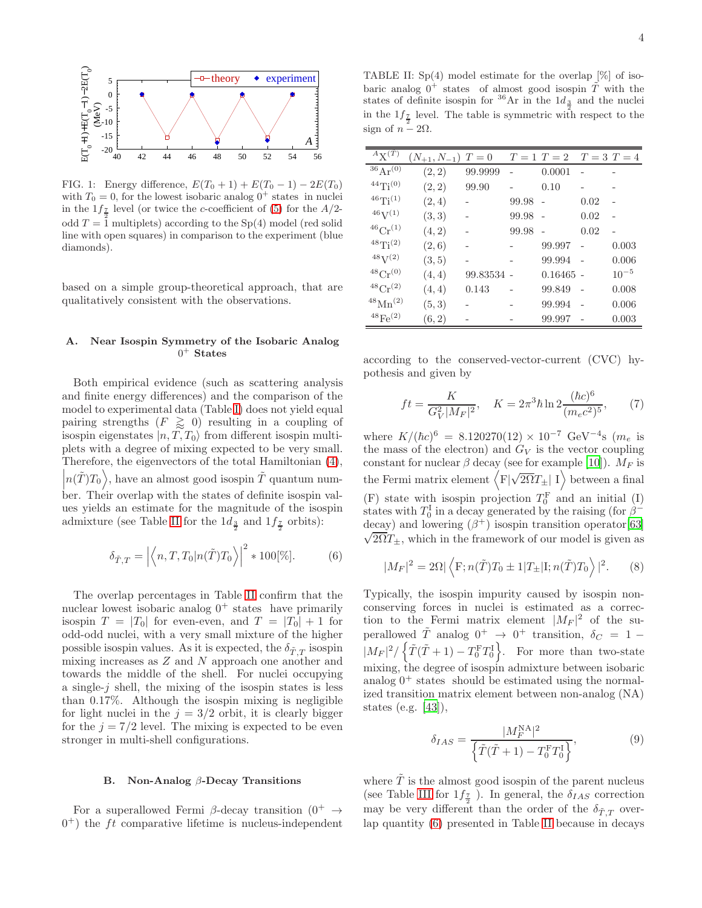FIG. 1: Energy difference, $E(T_0+1)+E(T_0-1)-2E(T_0)$ with $T_0=0$, for the lowest isobaric analog $0^+$ states in nuclei in the $1f_{\frac{7}{2}}$ level (or twice the $c$-coefficient of (5) for the $A/2$-odd $T=1$ multiplets) according to the Sp(4) model (red solid line with open squares) in comparison to the experiment (blue diamonds).

based on a simple group-theoretical approach, that are qualitatively consistent with the observations.

### A. Near Isospin Symmetry of the Isobaric Analog $0^+$ States

Both empirical evidence (such as scattering analysis and finite energy differences) and the comparison of the model to experimental data (Table I) does not yield equal pairing strengths ($F \gtrapprox 0$) resulting in a coupling of isospin eigenstates $|n, T, T_0\rangle$ from different isospin multiplets with a degree of mixing expected to be very small. Therefore, the eigenvectors of the total Hamiltonian (4), $\left|n(\tilde{T})T_0\right\rangle$, have an almost good isospin $\tilde{T}$ quantum number. Their overlap with the states of definite isospin values yields an estimate for the magnitude of the isospin admixture (see Table II for the $1d_{\frac{3}{2}}$ and $1f_{\frac{7}{2}}$ orbits):

$$\delta_{\tilde{T},T} = \left|\left\langle n, T, T_0 | n(\tilde{T})T_0\right\rangle\right|^2 * 100[\%]. \tag{6}$$

The overlap percentages in Table II confirm that the nuclear lowest isobaric analog $0^+$ states have primarily isospin $T=|T_0|$ for even-even, and $T=|T_0|+1$ for odd-odd nuclei, with a very small mixture of the higher possible isospin values. As it is expected, the $\delta_{\tilde{T},T}$ isospin mixing increases as $Z$ and $N$ approach one another and towards the middle of the shell. For nuclei occupying a single-$j$ shell, the mixing of the isospin states is less than 0.17%. Although the isospin mixing is negligible for light nuclei in the $j=3/2$ orbit, it is clearly bigger for the $j=7/2$ level. The mixing is expected to be even stronger in multi-shell configurations.

### B. Non-Analog $\beta$-Decay Transitions

For a superallowed Fermi $\beta$-decay transition ($0^+ \to 0^+$) the $ft$ comparative lifetime is nucleus-independent according to the conserved-vector-current (CVC) hypothesis and given by

$$ft = \frac{K}{G_V^2|M_F|^2}, \quad K = 2\pi^3\hbar\ln 2\frac{(\hbar c)^6}{(m_e c^2)^5}, \tag{7}$$

where $K/(\hbar c)^6 = 8.120270(12)\times 10^{-7}$ GeV$^{-4}$s ($m_e$ is the mass of the electron) and $G_V$ is the vector coupling constant for nuclear $\beta$ decay (see for example [10]). $M_F$ is the Fermi matrix element $\left\langle \mathrm{F}|\sqrt{2\Omega}T_{\pm}|\ \mathrm{I}\right\rangle$ between a final (F) state with isospin projection $T_0^{\mathrm{F}}$ and an initial (I) states with $T_0^{\mathrm{I}}$ in a decay generated by the raising (for $\beta^-$ decay) and lowering ($\beta^+$) isospin transition operator[63] $\sqrt{2\Omega}T_{\pm}$, which in the framework of our model is given as

$$|M_F|^2 = 2\Omega|\left\langle \mathrm{F}; n(\tilde{T})T_0 \pm 1|T_{\pm}|\mathrm{I}; n(\tilde{T})T_0\right\rangle|^2. \tag{8}$$

Typically, the isospin impurity caused by isospin non-conserving forces in nuclei is estimated as a correction to the Fermi matrix element $|M_F|^2$ of the superallowed $\tilde{T}$ analog $0^+ \to 0^+$ transition, $\delta_C = 1 - |M_F|^2/\left\{\tilde{T}(\tilde{T}+1) - T_0^{\mathrm{F}}T_0^{\mathrm{I}}\right\}$. For more than two-state mixing, the degree of isospin admixture between isobaric analog $0^+$ states should be estimated using the normalized transition matrix element between non-analog (NA) states (e.g. [43]),

$$\delta_{IAS} = \frac{|M_F^{\mathrm{NA}}|^2}{\left\{\tilde{T}(\tilde{T}+1) - T_0^{\mathrm{F}}T_0^{\mathrm{I}}\right\}}, \tag{9}$$

where $\tilde{T}$ is the almost good isospin of the parent nucleus (see Table III for $1f_{\frac{7}{2}}$ ). In general, the $\delta_{IAS}$ correction may be very different than the order of the $\delta_{\tilde{T},T}$ overlap quantity (6) presented in Table II because in decays

TABLE II: Sp(4) model estimate for the overlap [%] of isobaric analog $0^+$ states of almost good isospin $\tilde{T}$ with the states of definite isospin for $^{36}$Ar in the $1d_{\frac{3}{2}}$ and the nuclei in the $1f_{\frac{7}{2}}$ level. The table is symmetric with respect to the sign of $n-2\Omega$.

| $^A\mathrm{X}^{(T)}$ | $(N_{+1}, N_{-1})$ | $T=0$ | $T=1$ | $T=2$ | $T=3$ | $T=4$ |
|---|---|---|---|---|---|---|
| $^{36}\mathrm{Ar}^{(0)}$ | (2, 2) | 99.9999 | - | 0.0001 | - | - |
| $^{44}\mathrm{Ti}^{(0)}$ | (2, 2) | 99.90 | - | 0.10 | - | - |
| $^{46}\mathrm{Ti}^{(1)}$ | (2, 4) | - | 99.98 | - | 0.02 | - |
| $^{46}\mathrm{V}^{(1)}$ | (3, 3) | - | 99.98 | - | 0.02 | - |
| $^{46}\mathrm{Cr}^{(1)}$ | (4, 2) | - | 99.98 | - | 0.02 | - |
| $^{48}\mathrm{Ti}^{(2)}$ | (2, 6) | - | - | 99.997 | - | 0.003 |
| $^{48}\mathrm{V}^{(2)}$ | (3, 5) | - | - | 99.994 | - | 0.006 |
| $^{48}\mathrm{Cr}^{(0)}$ | (4, 4) | 99.83534 | - | 0.16465 | - | $10^{-5}$ |
| $^{48}\mathrm{Cr}^{(2)}$ | (4, 4) | 0.143 | - | 99.849 | - | 0.008 |
| $^{48}\mathrm{Mn}^{(2)}$ | (5, 3) | - | - | 99.994 | - | 0.006 |
| $^{48}\mathrm{Fe}^{(2)}$ | (6, 2) | - | - | 99.997 | - | 0.003 |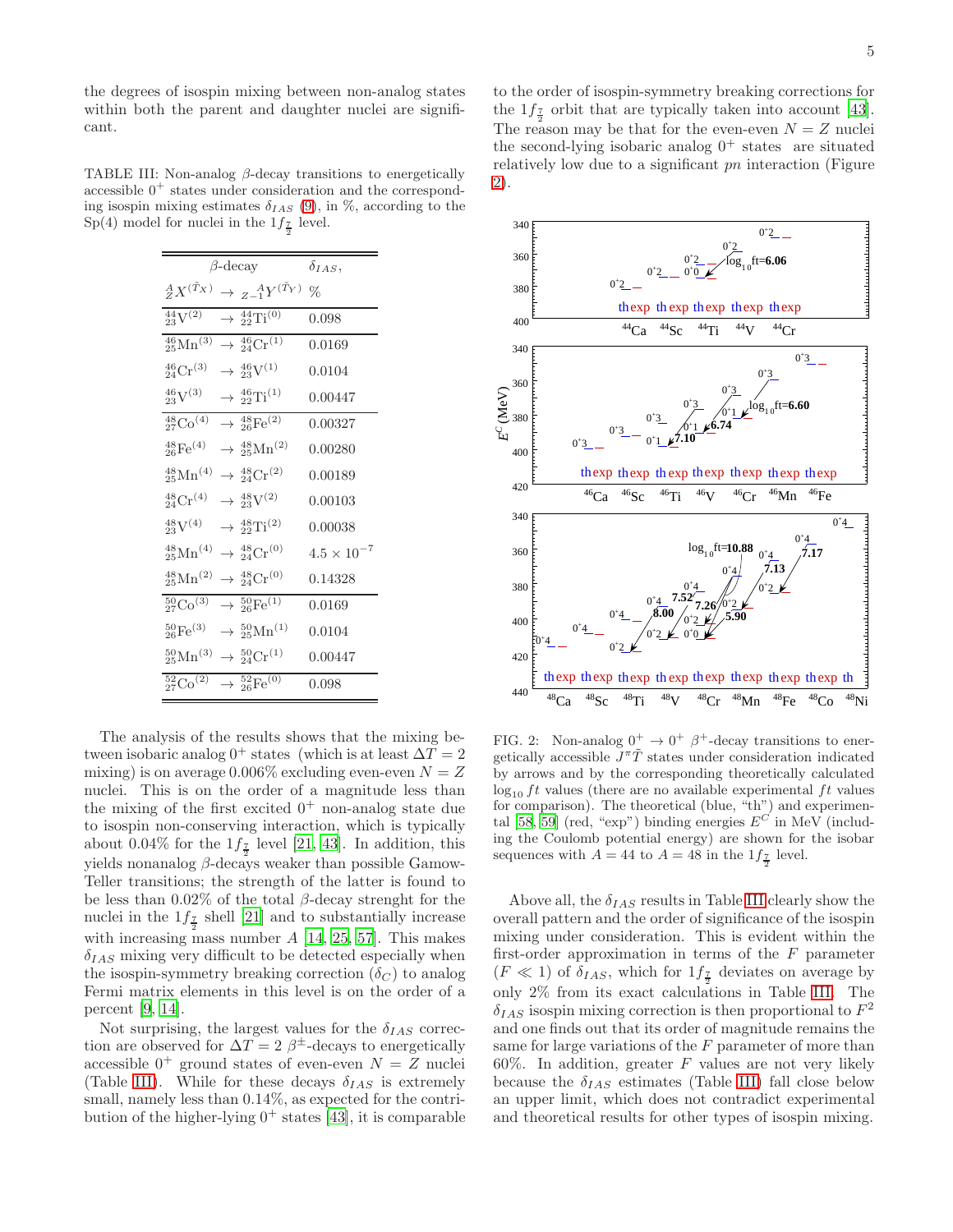the degrees of isospin mixing between non-analog states within both the parent and daughter nuclei are significant.

TABLE III: Non-analog $\beta$-decay transitions to energetically accessible $0^+$ states under consideration and the corresponding isospin mixing estimates $\delta_{IAS}$ (9), in %, according to the Sp(4) model for nuclei in the $1f_{\frac{7}{2}}$ level.

| $\beta$-decay ${}^{A}_{Z}X^{(\tilde{T}_X)} \rightarrow {}_{Z-1}^{\;\;A}Y^{(\tilde{T}_Y)}$ | $\delta_{IAS}$, % |
|---|---|
| ${}^{44}_{23}\mathrm{V}^{(2)} \rightarrow {}^{44}_{22}\mathrm{Ti}^{(0)}$ | 0.098 |
| ${}^{46}_{25}\mathrm{Mn}^{(3)} \rightarrow {}^{46}_{24}\mathrm{Cr}^{(1)}$ | 0.0169 |
| ${}^{46}_{24}\mathrm{Cr}^{(3)} \rightarrow {}^{46}_{23}\mathrm{V}^{(1)}$ | 0.0104 |
| ${}^{46}_{23}\mathrm{V}^{(3)} \rightarrow {}^{46}_{22}\mathrm{Ti}^{(1)}$ | 0.00447 |
| ${}^{48}_{27}\mathrm{Co}^{(4)} \rightarrow {}^{48}_{26}\mathrm{Fe}^{(2)}$ | 0.00327 |
| ${}^{48}_{26}\mathrm{Fe}^{(4)} \rightarrow {}^{48}_{25}\mathrm{Mn}^{(2)}$ | 0.00280 |
| ${}^{48}_{25}\mathrm{Mn}^{(4)} \rightarrow {}^{48}_{24}\mathrm{Cr}^{(2)}$ | 0.00189 |
| ${}^{48}_{24}\mathrm{Cr}^{(4)} \rightarrow {}^{48}_{23}\mathrm{V}^{(2)}$ | 0.00103 |
| ${}^{48}_{23}\mathrm{V}^{(4)} \rightarrow {}^{48}_{22}\mathrm{Ti}^{(2)}$ | 0.00038 |
| ${}^{48}_{25}\mathrm{Mn}^{(4)} \rightarrow {}^{48}_{24}\mathrm{Cr}^{(0)}$ | $4.5 \times 10^{-7}$ |
| ${}^{48}_{25}\mathrm{Mn}^{(2)} \rightarrow {}^{48}_{24}\mathrm{Cr}^{(0)}$ | 0.14328 |
| ${}^{50}_{27}\mathrm{Co}^{(3)} \rightarrow {}^{50}_{26}\mathrm{Fe}^{(1)}$ | 0.0169 |
| ${}^{50}_{26}\mathrm{Fe}^{(3)} \rightarrow {}^{50}_{25}\mathrm{Mn}^{(1)}$ | 0.0104 |
| ${}^{50}_{25}\mathrm{Mn}^{(3)} \rightarrow {}^{50}_{24}\mathrm{Cr}^{(1)}$ | 0.00447 |
| ${}^{52}_{27}\mathrm{Co}^{(2)} \rightarrow {}^{52}_{26}\mathrm{Fe}^{(0)}$ | 0.098 |

The analysis of the results shows that the mixing between isobaric analog $0^+$ states (which is at least $\Delta T = 2$ mixing) is on average 0.006% excluding even-even $N = Z$ nuclei. This is on the order of a magnitude less than the mixing of the first excited $0^+$ non-analog state due to isospin non-conserving interaction, which is typically about 0.04% for the $1f_{\frac{7}{2}}$ level [21, 43]. In addition, this yields nonanalog $\beta$-decays weaker than possible Gamow-Teller transitions; the strength of the latter is found to be less than 0.02% of the total $\beta$-decay strenght for the nuclei in the $1f_{\frac{7}{2}}$ shell [21] and to substantially increase with increasing mass number $A$ [14, 25, 57]. This makes $\delta_{IAS}$ mixing very difficult to be detected especially when the isospin-symmetry breaking correction ($\delta_C$) to analog Fermi matrix elements in this level is on the order of a percent [9, 14].

Not surprising, the largest values for the $\delta_{IAS}$ correction are observed for $\Delta T = 2$ $\beta^{\pm}$-decays to energetically accessible $0^+$ ground states of even-even $N = Z$ nuclei (Table III). While for these decays $\delta_{IAS}$ is extremely small, namely less than 0.14%, as expected for the contribution of the higher-lying $0^+$ states [43], it is comparable to the order of isospin-symmetry breaking corrections for the $1f_{\frac{7}{2}}$ orbit that are typically taken into account [43]. The reason may be that for the even-even $N = Z$ nuclei the second-lying isobaric analog $0^+$ states are situated relatively low due to a significant $pn$ interaction (Figure 2).

FIG. 2: Non-analog $0^+ \rightarrow 0^+$ $\beta^+$-decay transitions to energetically accessible $J^\pi \tilde{T}$ states under consideration indicated by arrows and by the corresponding theoretically calculated $\log_{10} ft$ values (there are no available experimental $ft$ values for comparison). The theoretical (blue, "th") and experimental [58, 59] (red, "exp") binding energies $E^C$ in MeV (including the Coulomb potential energy) are shown for the isobar sequences with $A = 44$ to $A = 48$ in the $1f_{\frac{7}{2}}$ level.

Above all, the $\delta_{IAS}$ results in Table III clearly show the overall pattern and the order of significance of the isospin mixing under consideration. This is evident within the first-order approximation in terms of the $F$ parameter ($F \ll 1$) of $\delta_{IAS}$, which for $1f_{\frac{7}{2}}$ deviates on average by only 2% from its exact calculations in Table III. The $\delta_{IAS}$ isospin mixing correction is then proportional to $F^2$ and one finds out that its order of magnitude remains the same for large variations of the $F$ parameter of more than 60%. In addition, greater $F$ values are not very likely because the $\delta_{IAS}$ estimates (Table III) fall close below an upper limit, which does not contradict experimental and theoretical results for other types of isospin mixing.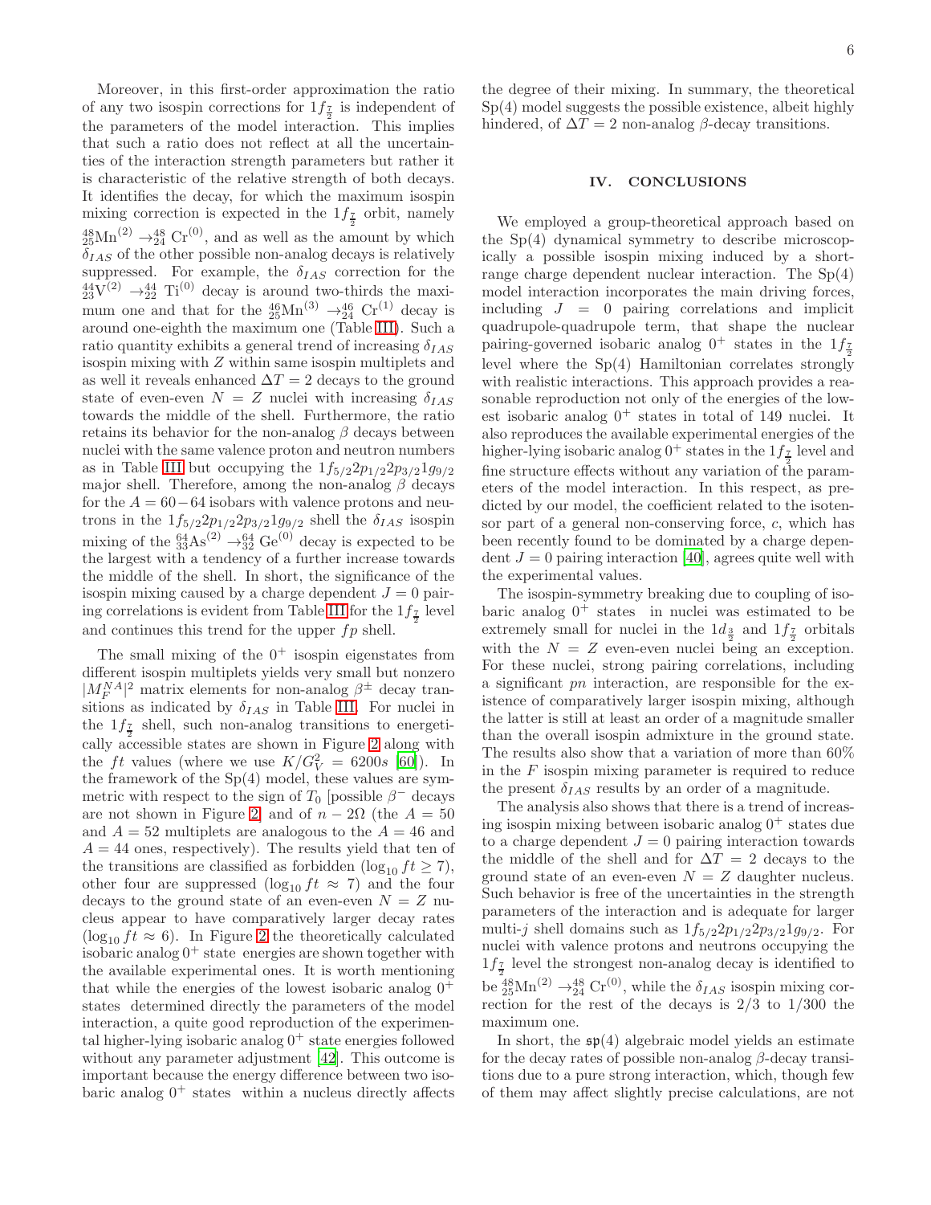Moreover, in this first-order approximation the ratio of any two isospin corrections for $1f_{\frac{7}{2}}$ is independent of the parameters of the model interaction. This implies that such a ratio does not reflect at all the uncertainties of the interaction strength parameters but rather it is characteristic of the relative strength of both decays. It identifies the decay, for which the maximum isospin mixing correction is expected in the $1f_{\frac{7}{2}}$ orbit, namely ${}^{48}_{25}\mathrm{Mn}^{(2)} \rightarrow {}^{48}_{24}\mathrm{Cr}^{(0)}$, and as well as the amount by which $\delta_{IAS}$ of the other possible non-analog decays is relatively suppressed. For example, the $\delta_{IAS}$ correction for the ${}^{44}_{23}\mathrm{V}^{(2)} \rightarrow {}^{44}_{22}\mathrm{Ti}^{(0)}$ decay is around two-thirds the maximum one and that for the ${}^{46}_{25}\mathrm{Mn}^{(3)} \rightarrow {}^{46}_{24}\mathrm{Cr}^{(1)}$ decay is around one-eighth the maximum one (Table III). Such a ratio quantity exhibits a general trend of increasing $\delta_{IAS}$ isospin mixing with $Z$ within same isospin multiplets and as well it reveals enhanced $\Delta T = 2$ decays to the ground state of even-even $N = Z$ nuclei with increasing $\delta_{IAS}$ towards the middle of the shell. Furthermore, the ratio retains its behavior for the non-analog $\beta$ decays between nuclei with the same valence proton and neutron numbers as in Table III but occupying the $1f_{5/2}2p_{1/2}2p_{3/2}1g_{9/2}$ major shell. Therefore, among the non-analog $\beta$ decays for the $A = 60-64$ isobars with valence protons and neutrons in the $1f_{5/2}2p_{1/2}2p_{3/2}1g_{9/2}$ shell the $\delta_{IAS}$ isospin mixing of the ${}^{64}_{33}\mathrm{As}^{(2)} \rightarrow {}^{64}_{32}\mathrm{Ge}^{(0)}$ decay is expected to be the largest with a tendency of a further increase towards the middle of the shell. In short, the significance of the isospin mixing caused by a charge dependent $J = 0$ pairing correlations is evident from Table III for the $1f_{\frac{7}{2}}$ level and continues this trend for the upper $fp$ shell.

The small mixing of the $0^+$ isospin eigenstates from different isospin multiplets yields very small but nonzero $|M_F^{NA}|^2$ matrix elements for non-analog $\beta^{\pm}$ decay transitions as indicated by $\delta_{IAS}$ in Table III. For nuclei in the $1f_{\frac{7}{2}}$ shell, such non-analog transitions to energetically accessible states are shown in Figure 2 along with the $ft$ values (where we use $K/G_V^2 = 6200s$ [60]). In the framework of the Sp(4) model, these values are symmetric with respect to the sign of $T_0$ [possible $\beta^-$ decays are not shown in Figure 2] and of $n - 2\Omega$ (the $A = 50$ and $A = 52$ multiplets are analogous to the $A = 46$ and $A = 44$ ones, respectively). The results yield that ten of the transitions are classified as forbidden ($\log_{10} ft \geq 7$), other four are suppressed ($\log_{10} ft \approx 7$) and the four decays to the ground state of an even-even $N = Z$ nucleus appear to have comparatively larger decay rates ($\log_{10} ft \approx 6$). In Figure 2 the theoretically calculated isobaric analog $0^+$ state energies are shown together with the available experimental ones. It is worth mentioning that while the energies of the lowest isobaric analog $0^+$ states determined directly the parameters of the model interaction, a quite good reproduction of the experimental higher-lying isobaric analog $0^+$ state energies followed without any parameter adjustment [42]. This outcome is important because the energy difference between two isobaric analog $0^+$ states within a nucleus directly affects the degree of their mixing. In summary, the theoretical Sp(4) model suggests the possible existence, albeit highly hindered, of $\Delta T = 2$ non-analog $\beta$-decay transitions.

## IV. CONCLUSIONS

We employed a group-theoretical approach based on the Sp(4) dynamical symmetry to describe microscopically a possible isospin mixing induced by a short-range charge dependent nuclear interaction. The Sp(4) model interaction incorporates the main driving forces, including $J = 0$ pairing correlations and implicit quadrupole-quadrupole term, that shape the nuclear pairing-governed isobaric analog $0^+$ states in the $1f_{\frac{7}{2}}$ level where the Sp(4) Hamiltonian correlates strongly with realistic interactions. This approach provides a reasonable reproduction not only of the energies of the lowest isobaric analog $0^+$ states in total of 149 nuclei. It also reproduces the available experimental energies of the higher-lying isobaric analog $0^+$ states in the $1f_{\frac{7}{2}}$ level and fine structure effects without any variation of the parameters of the model interaction. In this respect, as predicted by our model, the coefficient related to the isotensor part of a general non-conserving force, $c$, which has been recently found to be dominated by a charge dependent $J = 0$ pairing interaction [40], agrees quite well with the experimental values.

The isospin-symmetry breaking due to coupling of isobaric analog $0^+$ states in nuclei was estimated to be extremely small for nuclei in the $1d_{\frac{3}{2}}$ and $1f_{\frac{7}{2}}$ orbitals with the $N = Z$ even-even nuclei being an exception. For these nuclei, strong pairing correlations, including a significant $pn$ interaction, are responsible for the existence of comparatively larger isospin mixing, although the latter is still at least an order of a magnitude smaller than the overall isospin admixture in the ground state. The results also show that a variation of more than 60% in the $F$ isospin mixing parameter is required to reduce the present $\delta_{IAS}$ results by an order of a magnitude.

The analysis also shows that there is a trend of increasing isospin mixing between isobaric analog $0^+$ states due to a charge dependent $J = 0$ pairing interaction towards the middle of the shell and for $\Delta T = 2$ decays to the ground state of an even-even $N = Z$ daughter nucleus. Such behavior is free of the uncertainties in the strength parameters of the interaction and is adequate for larger multi-$j$ shell domains such as $1f_{5/2}2p_{1/2}2p_{3/2}1g_{9/2}$. For nuclei with valence protons and neutrons occupying the $1f_{\frac{7}{2}}$ level the strongest non-analog decay is identified to be ${}^{48}_{25}\mathrm{Mn}^{(2)} \rightarrow {}^{48}_{24}\mathrm{Cr}^{(0)}$, while the $\delta_{IAS}$ isospin mixing correction for the rest of the decays is 2/3 to 1/300 the maximum one.

In short, the $\mathfrak{sp}(4)$ algebraic model yields an estimate for the decay rates of possible non-analog $\beta$-decay transitions due to a pure strong interaction, which, though few of them may affect slightly precise calculations, are not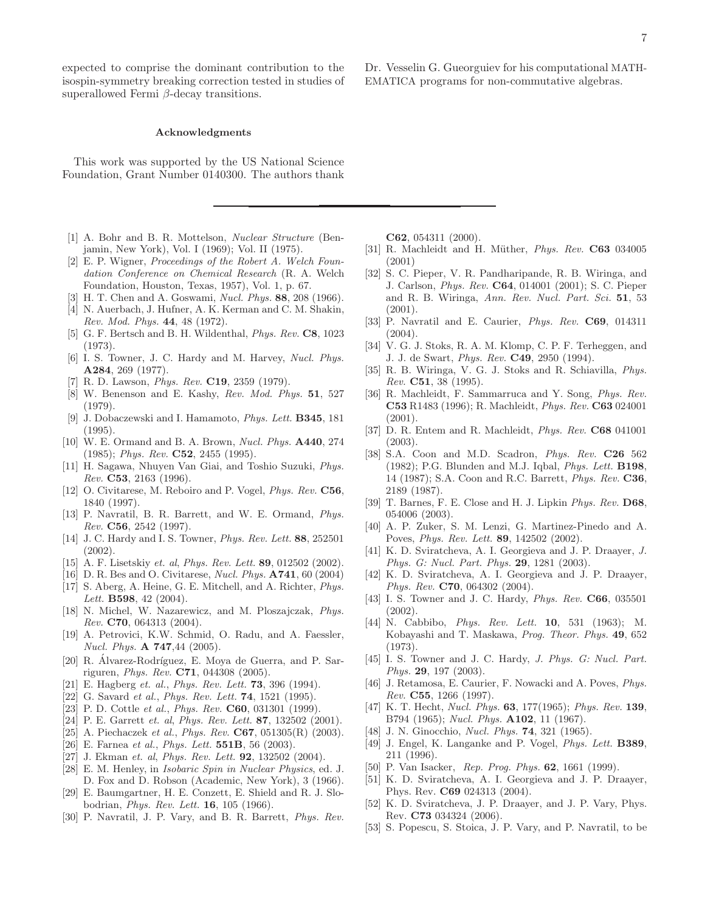expected to comprise the dominant contribution to the isospin-symmetry breaking correction tested in studies of superallowed Fermi $\beta$-decay transitions.

#### Acknowledgments

This work was supported by the US National Science Foundation, Grant Number 0140300. The authors thank Dr. Vesselin G. Gueorguiev for his computational MATHEMATICA programs for non-commutative algebras.

---

[1] A. Bohr and B. R. Mottelson, *Nuclear Structure* (Benjamin, New York), Vol. I (1969); Vol. II (1975).

[2] E. P. Wigner, *Proceedings of the Robert A. Welch Foundation Conference on Chemical Research* (R. A. Welch Foundation, Houston, Texas, 1957), Vol. 1, p. 67.

[3] H. T. Chen and A. Goswami, *Nucl. Phys.* **88**, 208 (1966).

[4] N. Auerbach, J. Hufner, A. K. Kerman and C. M. Shakin, *Rev. Mod. Phys.* **44**, 48 (1972).

[5] G. F. Bertsch and B. H. Wildenthal, *Phys. Rev.* **C8**, 1023 (1973).

[6] I. S. Towner, J. C. Hardy and M. Harvey, *Nucl. Phys.* **A284**, 269 (1977).

[7] R. D. Lawson, *Phys. Rev.* **C19**, 2359 (1979).

[8] W. Benenson and E. Kashy, *Rev. Mod. Phys.* **51**, 527 (1979).

[9] J. Dobaczewski and I. Hamamoto, *Phys. Lett.* **B345**, 181 (1995).

[10] W. E. Ormand and B. A. Brown, *Nucl. Phys.* **A440**, 274 (1985); *Phys. Rev.* **C52**, 2455 (1995).

[11] H. Sagawa, Nhuyen Van Giai, and Toshio Suzuki, *Phys. Rev.* **C53**, 2163 (1996).

[12] O. Civitarese, M. Reboiro and P. Vogel, *Phys. Rev.* **C56**, 1840 (1997).

[13] P. Navratil, B. R. Barrett, and W. E. Ormand, *Phys. Rev.* **C56**, 2542 (1997).

[14] J. C. Hardy and I. S. Towner, *Phys. Rev. Lett.* **88**, 252501 (2002).

[15] A. F. Lisetskiy *et. al*, *Phys. Rev. Lett.* **89**, 012502 (2002).

[16] D. R. Bes and O. Civitarese, *Nucl. Phys.* **A741**, 60 (2004)

[17] S. Aberg, A. Heine, G. E. Mitchell, and A. Richter, *Phys. Lett.* **B598**, 42 (2004).

[18] N. Michel, W. Nazarewicz, and M. Ploszajczak, *Phys. Rev.* **C70**, 064313 (2004).

[19] A. Petrovici, K.W. Schmid, O. Radu, and A. Faessler, *Nucl. Phys.* **A 747**,44 (2005).

[20] R. Álvarez-Rodríguez, E. Moya de Guerra, and P. Sarriguren, *Phys. Rev.* **C71**, 044308 (2005).

[21] E. Hagberg *et. al.*, *Phys. Rev. Lett.* **73**, 396 (1994).

[22] G. Savard *et al.*, *Phys. Rev. Lett.* **74**, 1521 (1995).

[23] P. D. Cottle *et al.*, *Phys. Rev.* **C60**, 031301 (1999).

[24] P. E. Garrett *et. al*, *Phys. Rev. Lett.* **87**, 132502 (2001).

[25] A. Piechaczek *et al.*, *Phys. Rev.* **C67**, 051305(R) (2003).

[26] E. Farnea *et al.*, *Phys. Lett.* **551B**, 56 (2003).

[27] J. Ekman *et. al*, *Phys. Rev. Lett.* **92**, 132502 (2004).

[28] E. M. Henley, in *Isobaric Spin in Nuclear Physics*, ed. J. D. Fox and D. Robson (Academic, New York), 3 (1966).

[29] E. Baumgartner, H. E. Conzett, E. Shield and R. J. Slobodrian, *Phys. Rev. Lett.* **16**, 105 (1966).

[30] P. Navratil, J. P. Vary, and B. R. Barrett, *Phys. Rev.* **C62**, 054311 (2000).

[31] R. Machleidt and H. Müther, *Phys. Rev.* **C63** 034005 (2001)

[32] S. C. Pieper, V. R. Pandharipande, R. B. Wiringa, and J. Carlson, *Phys. Rev.* **C64**, 014001 (2001); S. C. Pieper and R. B. Wiringa, *Ann. Rev. Nucl. Part. Sci.* **51**, 53 (2001).

[33] P. Navratil and E. Caurier, *Phys. Rev.* **C69**, 014311 (2004).

[34] V. G. J. Stoks, R. A. M. Klomp, C. P. F. Terheggen, and J. J. de Swart, *Phys. Rev.* **C49**, 2950 (1994).

[35] R. B. Wiringa, V. G. J. Stoks and R. Schiavilla, *Phys. Rev.* **C51**, 38 (1995).

[36] R. Machleidt, F. Sammarruca and Y. Song, *Phys. Rev.* **C53** R1483 (1996); R. Machleidt, *Phys. Rev.* **C63** 024001 (2001).

[37] D. R. Entem and R. Machleidt, *Phys. Rev.* **C68** 041001 (2003).

[38] S.A. Coon and M.D. Scadron, *Phys. Rev.* **C26** 562 (1982); P.G. Blunden and M.J. Iqbal, *Phys. Lett.* **B198**, 14 (1987); S.A. Coon and R.C. Barrett, *Phys. Rev.* **C36**, 2189 (1987).

[39] T. Barnes, F. E. Close and H. J. Lipkin *Phys. Rev.* **D68**, 054006 (2003).

[40] A. P. Zuker, S. M. Lenzi, G. Martinez-Pinedo and A. Poves, *Phys. Rev. Lett.* **89**, 142502 (2002).

[41] K. D. Sviratcheva, A. I. Georgieva and J. P. Draayer, *J. Phys. G: Nucl. Part. Phys.* **29**, 1281 (2003).

[42] K. D. Sviratcheva, A. I. Georgieva and J. P. Draayer, *Phys. Rev.* **C70**, 064302 (2004).

[43] I. S. Towner and J. C. Hardy, *Phys. Rev.* **C66**, 035501 (2002).

[44] N. Cabbibo, *Phys. Rev. Lett.* **10**, 531 (1963); M. Kobayashi and T. Maskawa, *Prog. Theor. Phys.* **49**, 652 (1973).

[45] I. S. Towner and J. C. Hardy, *J. Phys. G: Nucl. Part. Phys.* **29**, 197 (2003).

[46] J. Retamosa, E. Caurier, F. Nowacki and A. Poves, *Phys. Rev.* **C55**, 1266 (1997).

[47] K. T. Hecht, *Nucl. Phys.* **63**, 177(1965); *Phys. Rev.* **139**, B794 (1965); *Nucl. Phys.* **A102**, 11 (1967).

[48] J. N. Ginocchio, *Nucl. Phys.* **74**, 321 (1965).

[49] J. Engel, K. Langanke and P. Vogel, *Phys. Lett.* **B389**, 211 (1996).

[50] P. Van Isacker, *Rep. Prog. Phys.* **62**, 1661 (1999).

[51] K. D. Sviratcheva, A. I. Georgieva and J. P. Draayer, Phys. Rev. **C69** 024313 (2004).

[52] K. D. Sviratcheva, J. P. Draayer, and J. P. Vary, Phys. Rev. **C73** 034324 (2006).

[53] S. Popescu, S. Stoica, J. P. Vary, and P. Navratil, to be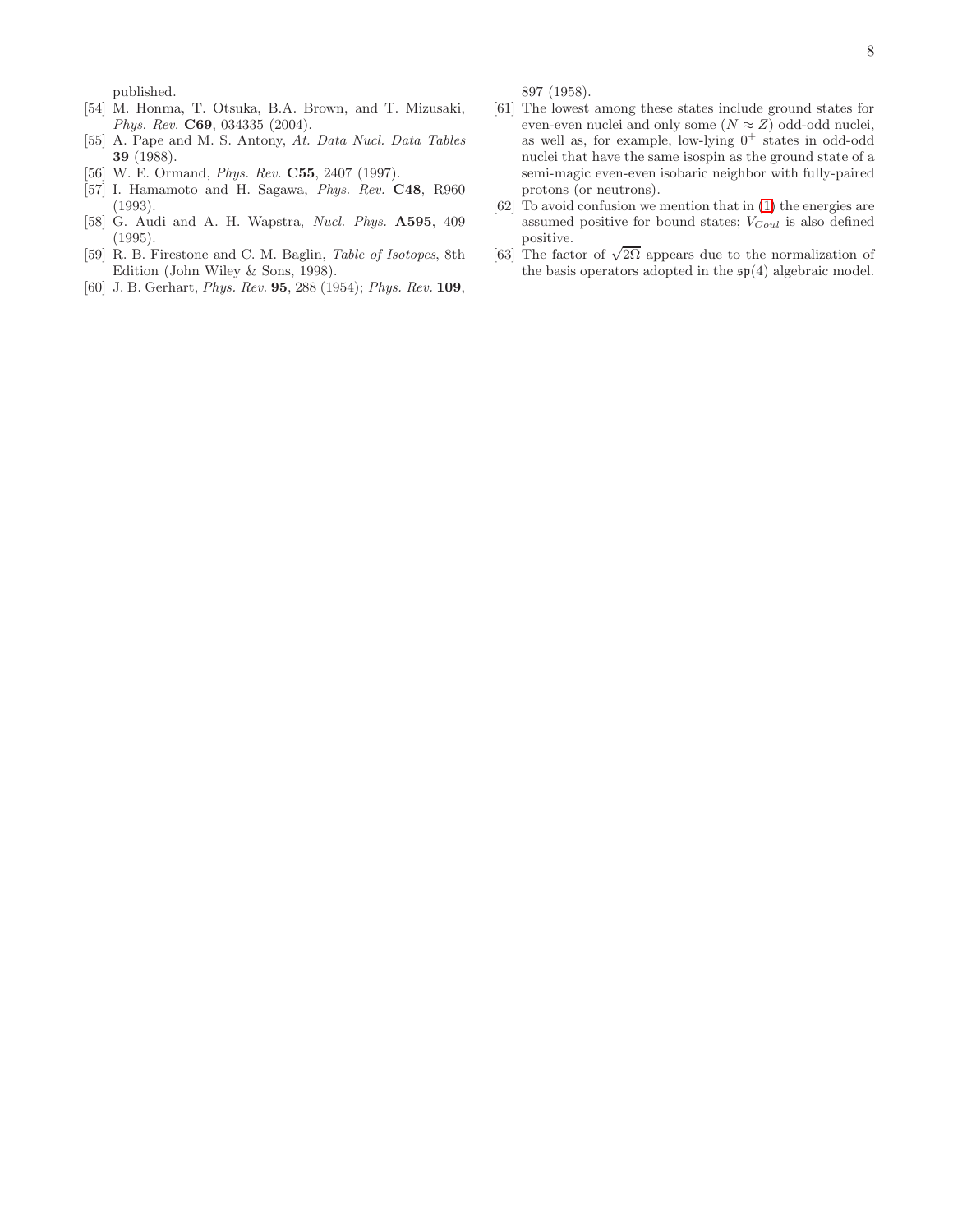published.

[54] M. Honma, T. Otsuka, B.A. Brown, and T. Mizusaki, *Phys. Rev.* **C69**, 034335 (2004).

[55] A. Pape and M. S. Antony, *At. Data Nucl. Data Tables* **39** (1988).

[56] W. E. Ormand, *Phys. Rev.* **C55**, 2407 (1997).

[57] I. Hamamoto and H. Sagawa, *Phys. Rev.* **C48**, R960 (1993).

[58] G. Audi and A. H. Wapstra, *Nucl. Phys.* **A595**, 409 (1995).

[59] R. B. Firestone and C. M. Baglin, *Table of Isotopes*, 8th Edition (John Wiley & Sons, 1998).

[60] J. B. Gerhart, *Phys. Rev.* **95**, 288 (1954); *Phys. Rev.* **109**, 897 (1958).

[61] The lowest among these states include ground states for even-even nuclei and only some ($N \approx Z$) odd-odd nuclei, as well as, for example, low-lying $0^+$ states in odd-odd nuclei that have the same isospin as the ground state of a semi-magic even-even isobaric neighbor with fully-paired protons (or neutrons).

[62] To avoid confusion we mention that in (1) the energies are assumed positive for bound states; $V_{Coul}$ is also defined positive.

[63] The factor of $\sqrt{2\Omega}$ appears due to the normalization of the basis operators adopted in the $\mathfrak{sp}(4)$ algebraic model.